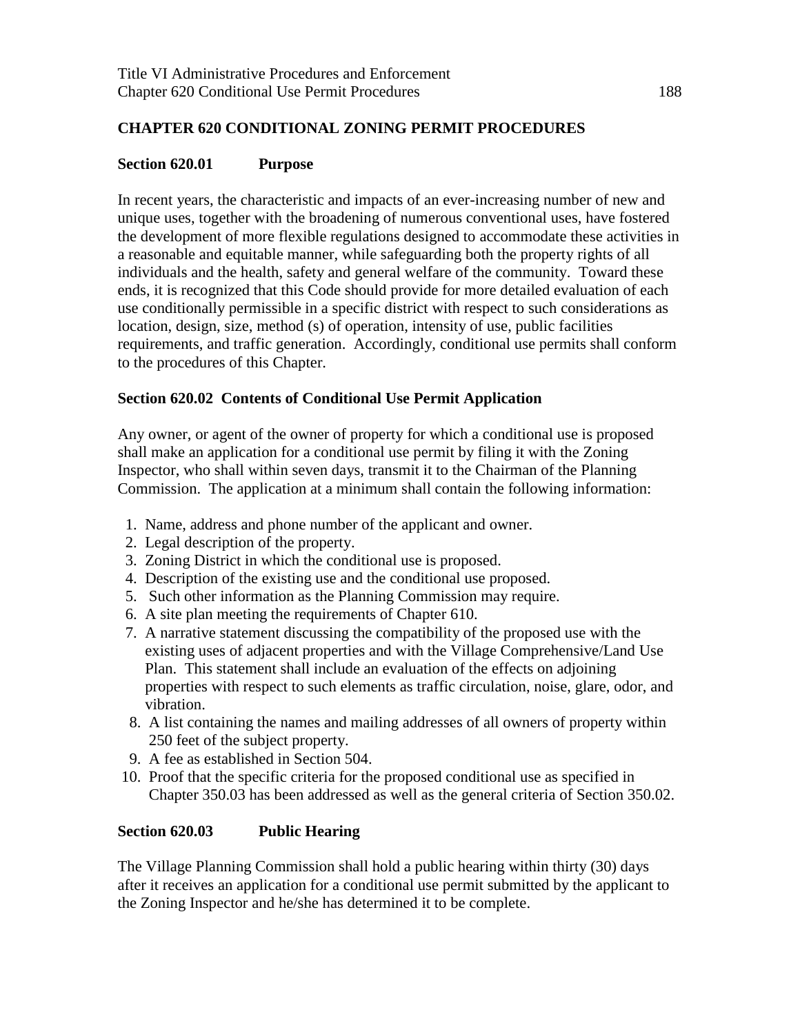## CHAPTER 620 CONDITIONAL ZONING PERMIT PROCEDURES

### Section 620.01 Purpose

In recent years, the characteristic and impacts of an ever-increasing number of new and unique uses, together with the broadening of numerous conventional uses, have fostered the development of more flexible regulations designed to accommodate these activities in a reasonable and equitable manner, while safeguarding both the property rights of all individuals and the health, safety and general welfare of the community. Toward these ends, it is recognized that this Code should provide for more detailed evaluation of each use conditionally permissible in a specific district with respect to such considerations as location, design, size, method (s) of operation, intensity of use, public facilities requirements, and traffic generation. Accordingly, conditional use permits shall conform to the procedures of this Chapter.

### Section 620.02 Contents of Conditional Use Permit Application

Any owner, or agent of the owner of property for which a conditional use is proposed shall make an application for a conditional use permit by filing it with the Zoning Inspector, who shall within seven days, transmit it to the Chairman of the Planning Commission. The application at a minimum shall contain the following information:

1. Name, address and phone number of the applicant and owner.
2. Legal description of the property.
3. Zoning District in which the conditional use is proposed.
4. Description of the existing use and the conditional use proposed.
5. Such other information as the Planning Commission may require.
6. A site plan meeting the requirements of Chapter 610.
7. A narrative statement discussing the compatibility of the proposed use with the existing uses of adjacent properties and with the Village Comprehensive/Land Use Plan. This statement shall include an evaluation of the effects on adjoining properties with respect to such elements as traffic circulation, noise, glare, odor, and vibration.
8. A list containing the names and mailing addresses of all owners of property within 250 feet of the subject property.
9. A fee as established in Section 504.
10. Proof that the specific criteria for the proposed conditional use as specified in Chapter 350.03 has been addressed as well as the general criteria of Section 350.02.

### Section 620.03 Public Hearing

The Village Planning Commission shall hold a public hearing within thirty (30) days after it receives an application for a conditional use permit submitted by the applicant to the Zoning Inspector and he/she has determined it to be complete.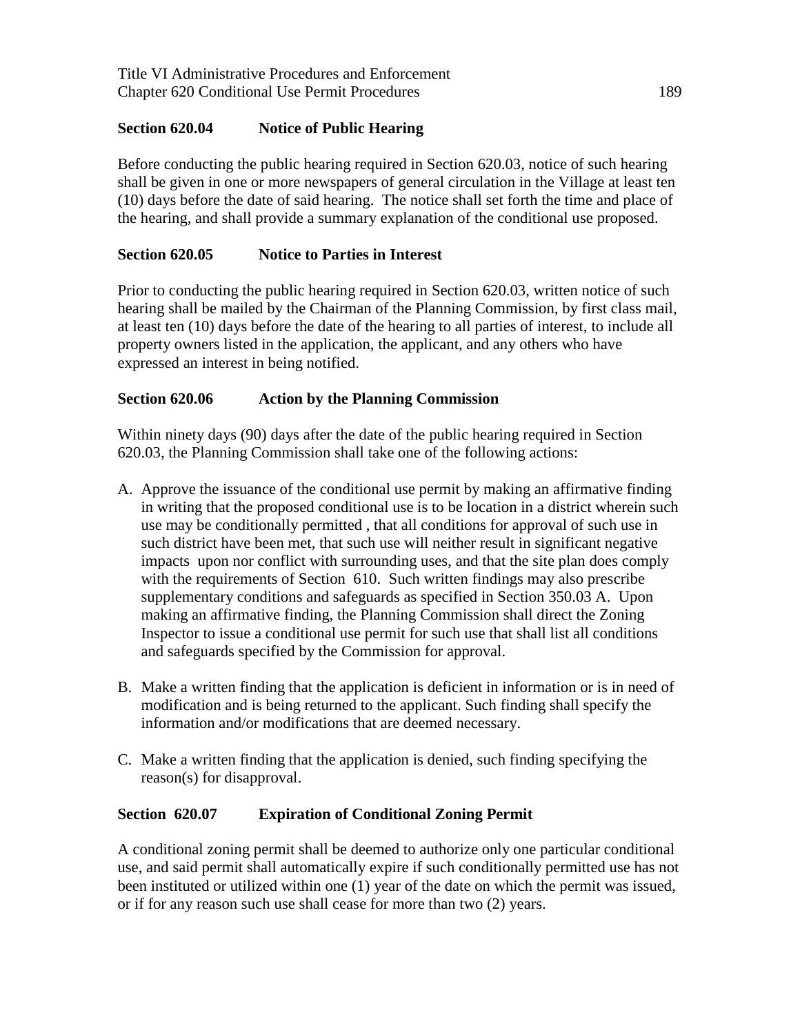### Section 620.04 Notice of Public Hearing

Before conducting the public hearing required in Section 620.03, notice of such hearing shall be given in one or more newspapers of general circulation in the Village at least ten (10) days before the date of said hearing. The notice shall set forth the time and place of the hearing, and shall provide a summary explanation of the conditional use proposed.

### Section 620.05 Notice to Parties in Interest

Prior to conducting the public hearing required in Section 620.03, written notice of such hearing shall be mailed by the Chairman of the Planning Commission, by first class mail, at least ten (10) days before the date of the hearing to all parties of interest, to include all property owners listed in the application, the applicant, and any others who have expressed an interest in being notified.

### Section 620.06 Action by the Planning Commission

Within ninety days (90) days after the date of the public hearing required in Section 620.03, the Planning Commission shall take one of the following actions:

A. Approve the issuance of the conditional use permit by making an affirmative finding in writing that the proposed conditional use is to be location in a district wherein such use may be conditionally permitted , that all conditions for approval of such use in such district have been met, that such use will neither result in significant negative impacts upon nor conflict with surrounding uses, and that the site plan does comply with the requirements of Section 610. Such written findings may also prescribe supplementary conditions and safeguards as specified in Section 350.03 A. Upon making an affirmative finding, the Planning Commission shall direct the Zoning Inspector to issue a conditional use permit for such use that shall list all conditions and safeguards specified by the Commission for approval.

B. Make a written finding that the application is deficient in information or is in need of modification and is being returned to the applicant. Such finding shall specify the information and/or modifications that are deemed necessary.

C. Make a written finding that the application is denied, such finding specifying the reason(s) for disapproval.

### Section 620.07 Expiration of Conditional Zoning Permit

A conditional zoning permit shall be deemed to authorize only one particular conditional use, and said permit shall automatically expire if such conditionally permitted use has not been instituted or utilized within one (1) year of the date on which the permit was issued, or if for any reason such use shall cease for more than two (2) years.